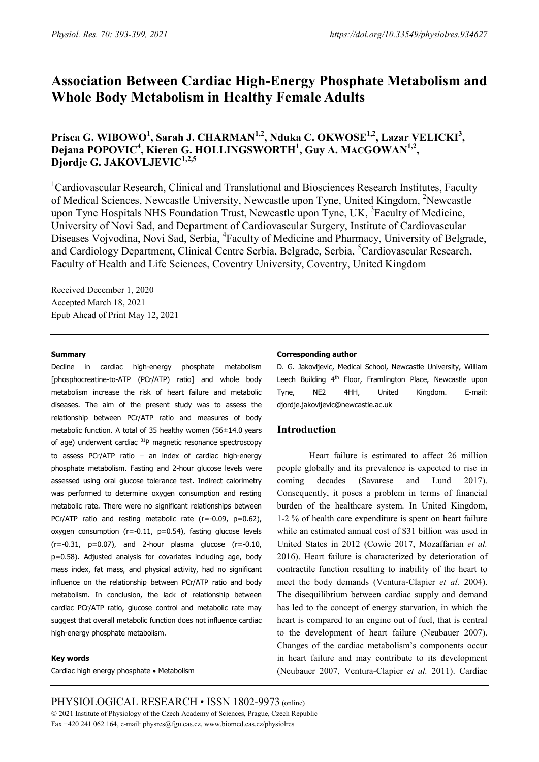# Association Between Cardiac High-Energy Phosphate Metabolism and Whole Body Metabolism in Healthy Female Adults

**Prisca G. WIBOWO[1], Sarah J. CHARMAN[1,2], Nduka C. OKWOSE[1,2], Lazar VELICKI[3], Dejana POPOVIC[4], Kieren G. HOLLINGSWORTH[1], Guy A. MACGOWAN[1,2], Djordje G. JAKOVLJEVIC[1,2,5]**

[1]Cardiovascular Research, Clinical and Translational and Biosciences Research Institutes, Faculty of Medical Sciences, Newcastle University, Newcastle upon Tyne, United Kingdom, [2]Newcastle upon Tyne Hospitals NHS Foundation Trust, Newcastle upon Tyne, UK, [3]Faculty of Medicine, University of Novi Sad, and Department of Cardiovascular Surgery, Institute of Cardiovascular Diseases Vojvodina, Novi Sad, Serbia, [4]Faculty of Medicine and Pharmacy, University of Belgrade, and Cardiology Department, Clinical Centre Serbia, Belgrade, Serbia, [5]Cardiovascular Research, Faculty of Health and Life Sciences, Coventry University, Coventry, United Kingdom

Received December 1, 2020
Accepted March 18, 2021
Epub Ahead of Print May 12, 2021

### Summary

Decline in cardiac high-energy phosphate metabolism [phosphocreatine-to-ATP (PCr/ATP) ratio] and whole body metabolism increase the risk of heart failure and metabolic diseases. The aim of the present study was to assess the relationship between PCr/ATP ratio and measures of body metabolic function. A total of 35 healthy women (56±14.0 years of age) underwent cardiac $^{31}P$ magnetic resonance spectroscopy to assess PCr/ATP ratio – an index of cardiac high-energy phosphate metabolism. Fasting and 2-hour glucose levels were assessed using oral glucose tolerance test. Indirect calorimetry was performed to determine oxygen consumption and resting metabolic rate. There were no significant relationships between PCr/ATP ratio and resting metabolic rate ($r=-0.09$, $p=0.62$), oxygen consumption ($r=-0.11$, $p=0.54$), fasting glucose levels ($r=-0.31$, $p=0.07$), and 2-hour plasma glucose ($r=-0.10$, $p=0.58$). Adjusted analysis for covariates including age, body mass index, fat mass, and physical activity, had no significant influence on the relationship between PCr/ATP ratio and body metabolism. In conclusion, the lack of relationship between cardiac PCr/ATP ratio, glucose control and metabolic rate may suggest that overall metabolic function does not influence cardiac high-energy phosphate metabolism.

### Key words

Cardiac high energy phosphate • Metabolism

### Corresponding author

D. G. Jakovljevic, Medical School, Newcastle University, William Leech Building 4th Floor, Framlington Place, Newcastle upon Tyne, NE2 4HH, United Kingdom. E-mail: djordje.jakovljevic@newcastle.ac.uk

## Introduction

Heart failure is estimated to affect 26 million people globally and its prevalence is expected to rise in coming decades (Savarese and Lund 2017). Consequently, it poses a problem in terms of financial burden of the healthcare system. In United Kingdom, 1-2 % of health care expenditure is spent on heart failure while an estimated annual cost of $31 billion was used in United States in 2012 (Cowie 2017, Mozaffarian *et al.* 2016). Heart failure is characterized by deterioration of contractile function resulting to inability of the heart to meet the body demands (Ventura-Clapier *et al.* 2004). The disequilibrium between cardiac supply and demand has led to the concept of energy starvation, in which the heart is compared to an engine out of fuel, that is central to the development of heart failure (Neubauer 2007). Changes of the cardiac metabolism's components occur in heart failure and may contribute to its development (Neubauer 2007, Ventura-Clapier *et al.* 2011). Cardiac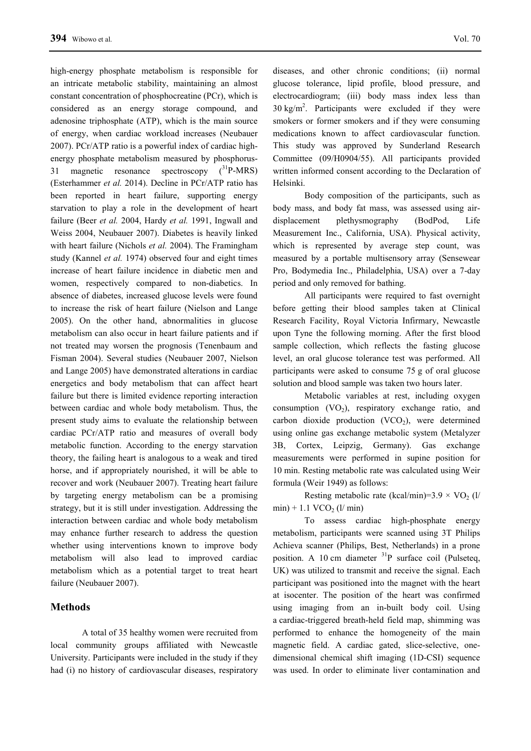high-energy phosphate metabolism is responsible for an intricate metabolic stability, maintaining an almost constant concentration of phosphocreatine (PCr), which is considered as an energy storage compound, and adenosine triphosphate (ATP), which is the main source of energy, when cardiac workload increases (Neubauer 2007). PCr/ATP ratio is a powerful index of cardiac high-energy phosphate metabolism measured by phosphorus-31 magnetic resonance spectroscopy ($^{31}$P-MRS) (Esterhammer *et al.* 2014). Decline in PCr/ATP ratio has been reported in heart failure, supporting energy starvation to play a role in the development of heart failure (Beer *et al.* 2004, Hardy *et al.* 1991, Ingwall and Weiss 2004, Neubauer 2007). Diabetes is heavily linked with heart failure (Nichols *et al.* 2004). The Framingham study (Kannel *et al.* 1974) observed four and eight times increase of heart failure incidence in diabetic men and women, respectively compared to non-diabetics. In absence of diabetes, increased glucose levels were found to increase the risk of heart failure (Nielson and Lange 2005). On the other hand, abnormalities in glucose metabolism can also occur in heart failure patients and if not treated may worsen the prognosis (Tenenbaum and Fisman 2004). Several studies (Neubauer 2007, Nielson and Lange 2005) have demonstrated alterations in cardiac energetics and body metabolism that can affect heart failure but there is limited evidence reporting interaction between cardiac and whole body metabolism. Thus, the present study aims to evaluate the relationship between cardiac PCr/ATP ratio and measures of overall body metabolic function. According to the energy starvation theory, the failing heart is analogous to a weak and tired horse, and if appropriately nourished, it will be able to recover and work (Neubauer 2007). Treating heart failure by targeting energy metabolism can be a promising strategy, but it is still under investigation. Addressing the interaction between cardiac and whole body metabolism may enhance further research to address the question whether using interventions known to improve body metabolism will also lead to improved cardiac metabolism which as a potential target to treat heart failure (Neubauer 2007).

## Methods

A total of 35 healthy women were recruited from local community groups affiliated with Newcastle University. Participants were included in the study if they had (i) no history of cardiovascular diseases, respiratory diseases, and other chronic conditions; (ii) normal glucose tolerance, lipid profile, blood pressure, and electrocardiogram; (iii) body mass index less than 30 kg/m$^2$. Participants were excluded if they were smokers or former smokers and if they were consuming medications known to affect cardiovascular function. This study was approved by Sunderland Research Committee (09/H0904/55). All participants provided written informed consent according to the Declaration of Helsinki.

Body composition of the participants, such as body mass, and body fat mass, was assessed using air-displacement plethysmography (BodPod, Life Measurement Inc., California, USA). Physical activity, which is represented by average step count, was measured by a portable multisensory array (Sensewear Pro, Bodymedia Inc., Philadelphia, USA) over a 7-day period and only removed for bathing.

All participants were required to fast overnight before getting their blood samples taken at Clinical Research Facility, Royal Victoria Infirmary, Newcastle upon Tyne the following morning. After the first blood sample collection, which reflects the fasting glucose level, an oral glucose tolerance test was performed. All participants were asked to consume 75 g of oral glucose solution and blood sample was taken two hours later.

Metabolic variables at rest, including oxygen consumption ($VO_2$), respiratory exchange ratio, and carbon dioxide production ($VCO_2$), were determined using online gas exchange metabolic system (Metalyzer 3B, Cortex, Leipzig, Germany). Gas exchange measurements were performed in supine position for 10 min. Resting metabolic rate was calculated using Weir formula (Weir 1949) as follows:

$$\text{Resting metabolic rate (kcal/min)} = 3.9 \times VO_2 \text{ (l/min)} + 1.1\ VCO_2 \text{ (l/min)}$$

To assess cardiac high-phosphate energy metabolism, participants were scanned using 3T Philips Achieva scanner (Philips, Best, Netherlands) in a prone position. A 10 cm diameter $^{31}$P surface coil (Pulseteq, UK) was utilized to transmit and receive the signal. Each participant was positioned into the magnet with the heart at isocenter. The position of the heart was confirmed using imaging from an in-built body coil. Using a cardiac-triggered breath-held field map, shimming was performed to enhance the homogeneity of the main magnetic field. A cardiac gated, slice-selective, one-dimensional chemical shift imaging (1D-CSI) sequence was used. In order to eliminate liver contamination and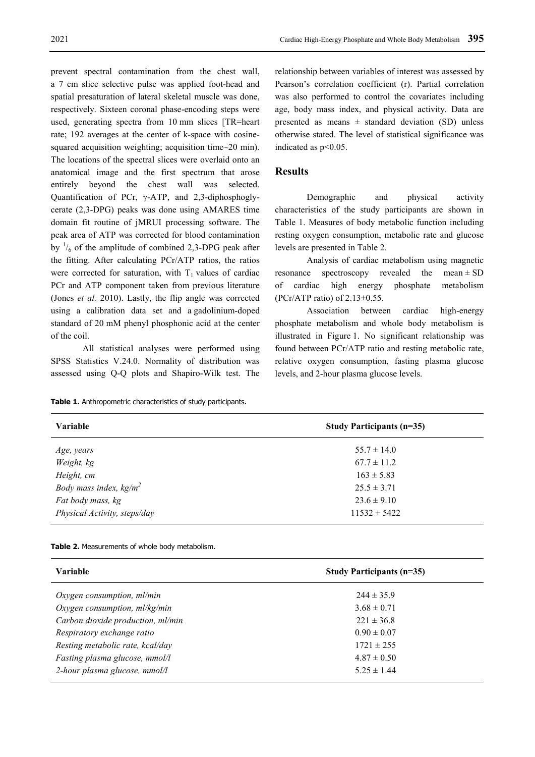prevent spectral contamination from the chest wall, a 7 cm slice selective pulse was applied foot-head and spatial presaturation of lateral skeletal muscle was done, respectively. Sixteen coronal phase-encoding steps were used, generating spectra from 10 mm slices [TR=heart rate; 192 averages at the center of k-space with cosine-squared acquisition weighting; acquisition time~20 min). The locations of the spectral slices were overlaid onto an anatomical image and the first spectrum that arose entirely beyond the chest wall was selected. Quantification of PCr, γ-ATP, and 2,3-diphosphoglycerate (2,3-DPG) peaks was done using AMARES time domain fit routine of jMRUI processing software. The peak area of ATP was corrected for blood contamination by $^{1}/_{6}$ of the amplitude of combined 2,3-DPG peak after the fitting. After calculating PCr/ATP ratios, the ratios were corrected for saturation, with $T_1$ values of cardiac PCr and ATP component taken from previous literature (Jones *et al.* 2010). Lastly, the flip angle was corrected using a calibration data set and a gadolinium-doped standard of 20 mM phenyl phosphonic acid at the center of the coil.

All statistical analyses were performed using SPSS Statistics V.24.0. Normality of distribution was assessed using Q-Q plots and Shapiro-Wilk test. The relationship between variables of interest was assessed by Pearson's correlation coefficient (r). Partial correlation was also performed to control the covariates including age, body mass index, and physical activity. Data are presented as means ± standard deviation (SD) unless otherwise stated. The level of statistical significance was indicated as $p<0.05$.

## Results

Demographic and physical activity characteristics of the study participants are shown in Table 1. Measures of body metabolic function including resting oxygen consumption, metabolic rate and glucose levels are presented in Table 2.

Analysis of cardiac metabolism using magnetic resonance spectroscopy revealed the mean ± SD of cardiac high energy phosphate metabolism (PCr/ATP ratio) of 2.13±0.55.

Association between cardiac high-energy phosphate metabolism and whole body metabolism is illustrated in Figure 1. No significant relationship was found between PCr/ATP ratio and resting metabolic rate, relative oxygen consumption, fasting plasma glucose levels, and 2-hour plasma glucose levels.

**Table 1.** Anthropometric characteristics of study participants.

| Variable | Study Participants (n=35) |
|---|---|
| *Age, years* | 55.7 ± 14.0 |
| *Weight, kg* | 67.7 ± 11.2 |
| *Height, cm* | 163 ± 5.83 |
| *Body mass index, kg/m²* | 25.5 ± 3.71 |
| *Fat body mass, kg* | 23.6 ± 9.10 |
| *Physical Activity, steps/day* | 11532 ± 5422 |

**Table 2.** Measurements of whole body metabolism.

| Variable | Study Participants (n=35) |
|---|---|
| *Oxygen consumption, ml/min* | 244 ± 35.9 |
| *Oxygen consumption, ml/kg/min* | 3.68 ± 0.71 |
| *Carbon dioxide production, ml/min* | 221 ± 36.8 |
| *Respiratory exchange ratio* | 0.90 ± 0.07 |
| *Resting metabolic rate, kcal/day* | 1721 ± 255 |
| *Fasting plasma glucose, mmol/l* | 4.87 ± 0.50 |
| *2-hour plasma glucose, mmol/l* | 5.25 ± 1.44 |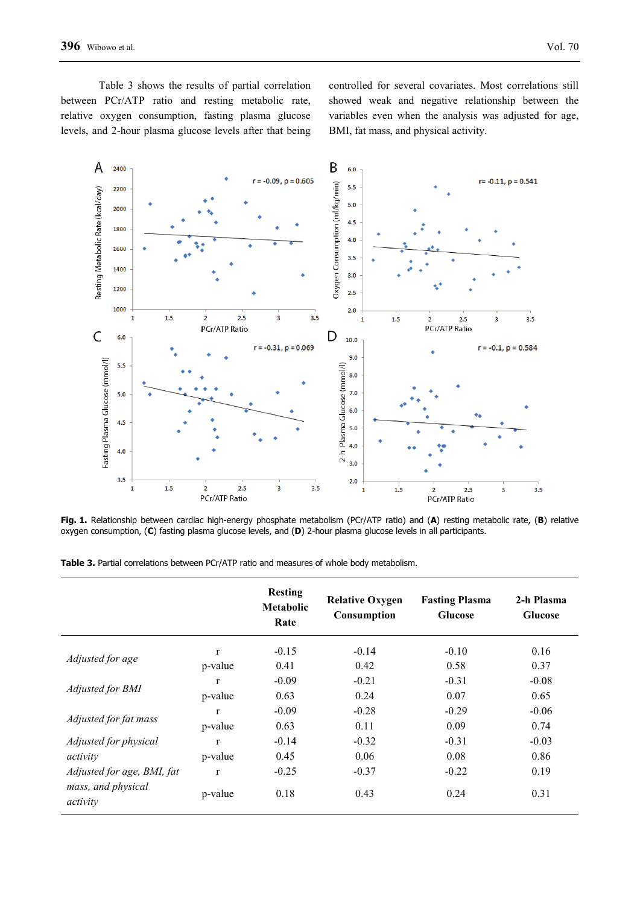Table 3 shows the results of partial correlation between PCr/ATP ratio and resting metabolic rate, relative oxygen consumption, fasting plasma glucose levels, and 2-hour plasma glucose levels after that being controlled for several covariates. Most correlations still showed weak and negative relationship between the variables even when the analysis was adjusted for age, BMI, fat mass, and physical activity.

**Fig. 1.** Relationship between cardiac high-energy phosphate metabolism (PCr/ATP ratio) and (**A**) resting metabolic rate, (**B**) relative oxygen consumption, (**C**) fasting plasma glucose levels, and (**D**) 2-hour plasma glucose levels in all participants.

**Table 3.** Partial correlations between PCr/ATP ratio and measures of whole body metabolism.

| | | Resting Metabolic Rate | Relative Oxygen Consumption | Fasting Plasma Glucose | 2-h Plasma Glucose |
|---|---|---|---|---|---|
| *Adjusted for age* | r | -0.15 | -0.14 | -0.10 | 0.16 |
| | p-value | 0.41 | 0.42 | 0.58 | 0.37 |
| *Adjusted for BMI* | r | -0.09 | -0.21 | -0.31 | -0.08 |
| | p-value | 0.63 | 0.24 | 0.07 | 0.65 |
| *Adjusted for fat mass* | r | -0.09 | -0.28 | -0.29 | -0.06 |
| | p-value | 0.63 | 0.11 | 0.09 | 0.74 |
| *Adjusted for physical activity* | r | -0.14 | -0.32 | -0.31 | -0.03 |
| | p-value | 0.45 | 0.06 | 0.08 | 0.86 |
| *Adjusted for age, BMI, fat mass, and physical activity* | r | -0.25 | -0.37 | -0.22 | 0.19 |
| | p-value | 0.18 | 0.43 | 0.24 | 0.31 |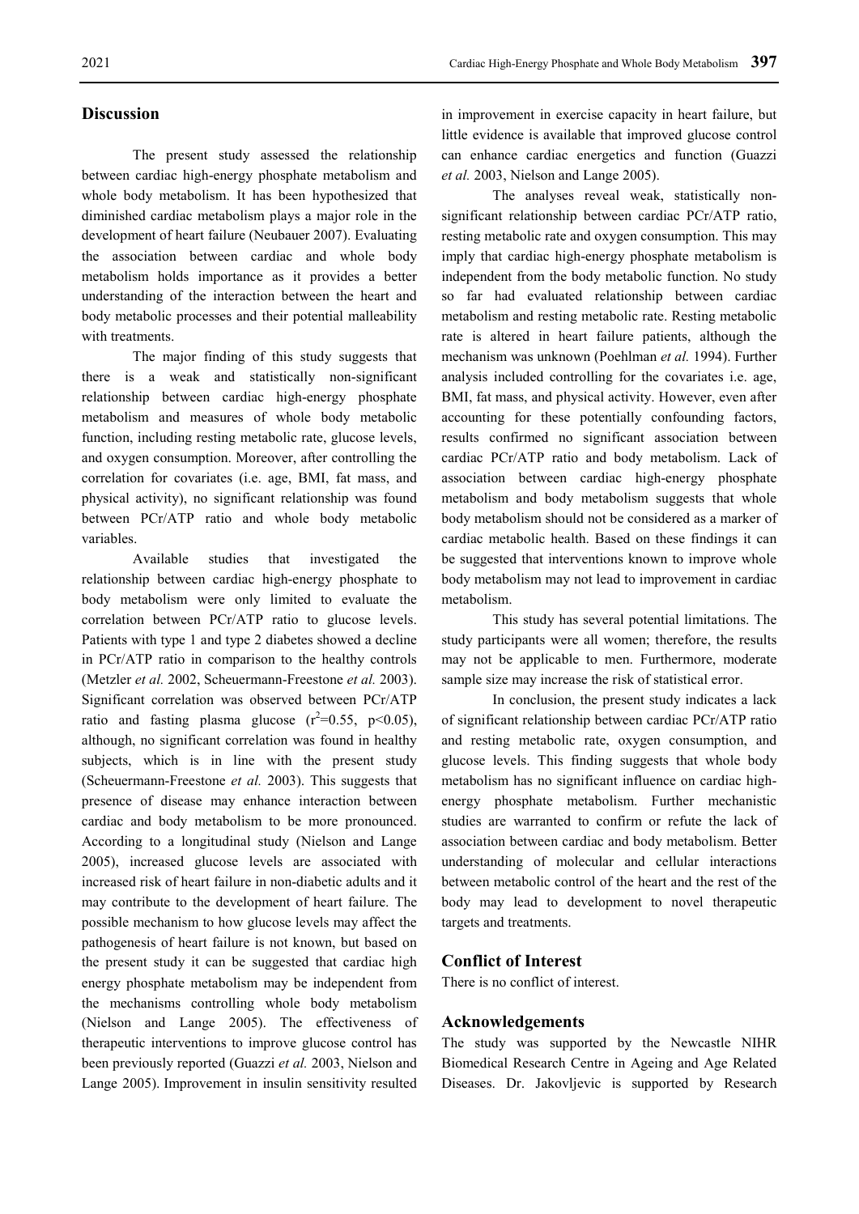## Discussion

The present study assessed the relationship between cardiac high-energy phosphate metabolism and whole body metabolism. It has been hypothesized that diminished cardiac metabolism plays a major role in the development of heart failure (Neubauer 2007). Evaluating the association between cardiac and whole body metabolism holds importance as it provides a better understanding of the interaction between the heart and body metabolic processes and their potential malleability with treatments.

The major finding of this study suggests that there is a weak and statistically non-significant relationship between cardiac high-energy phosphate metabolism and measures of whole body metabolic function, including resting metabolic rate, glucose levels, and oxygen consumption. Moreover, after controlling the correlation for covariates (i.e. age, BMI, fat mass, and physical activity), no significant relationship was found between PCr/ATP ratio and whole body metabolic variables.

Available studies that investigated the relationship between cardiac high-energy phosphate to body metabolism were only limited to evaluate the correlation between PCr/ATP ratio to glucose levels. Patients with type 1 and type 2 diabetes showed a decline in PCr/ATP ratio in comparison to the healthy controls (Metzler *et al.* 2002, Scheuermann-Freestone *et al.* 2003). Significant correlation was observed between PCr/ATP ratio and fasting plasma glucose ($r^2$=0.55, $p$<0.05), although, no significant correlation was found in healthy subjects, which is in line with the present study (Scheuermann-Freestone *et al.* 2003). This suggests that presence of disease may enhance interaction between cardiac and body metabolism to be more pronounced. According to a longitudinal study (Nielson and Lange 2005), increased glucose levels are associated with increased risk of heart failure in non-diabetic adults and it may contribute to the development of heart failure. The possible mechanism to how glucose levels may affect the pathogenesis of heart failure is not known, but based on the present study it can be suggested that cardiac high energy phosphate metabolism may be independent from the mechanisms controlling whole body metabolism (Nielson and Lange 2005). The effectiveness of therapeutic interventions to improve glucose control has been previously reported (Guazzi *et al.* 2003, Nielson and Lange 2005). Improvement in insulin sensitivity resulted in improvement in exercise capacity in heart failure, but little evidence is available that improved glucose control can enhance cardiac energetics and function (Guazzi *et al.* 2003, Nielson and Lange 2005).

The analyses reveal weak, statistically non-significant relationship between cardiac PCr/ATP ratio, resting metabolic rate and oxygen consumption. This may imply that cardiac high-energy phosphate metabolism is independent from the body metabolic function. No study so far had evaluated relationship between cardiac metabolism and resting metabolic rate. Resting metabolic rate is altered in heart failure patients, although the mechanism was unknown (Poehlman *et al.* 1994). Further analysis included controlling for the covariates i.e. age, BMI, fat mass, and physical activity. However, even after accounting for these potentially confounding factors, results confirmed no significant association between cardiac PCr/ATP ratio and body metabolism. Lack of association between cardiac high-energy phosphate metabolism and body metabolism suggests that whole body metabolism should not be considered as a marker of cardiac metabolic health. Based on these findings it can be suggested that interventions known to improve whole body metabolism may not lead to improvement in cardiac metabolism.

This study has several potential limitations. The study participants were all women; therefore, the results may not be applicable to men. Furthermore, moderate sample size may increase the risk of statistical error.

In conclusion, the present study indicates a lack of significant relationship between cardiac PCr/ATP ratio and resting metabolic rate, oxygen consumption, and glucose levels. This finding suggests that whole body metabolism has no significant influence on cardiac high-energy phosphate metabolism. Further mechanistic studies are warranted to confirm or refute the lack of association between cardiac and body metabolism. Better understanding of molecular and cellular interactions between metabolic control of the heart and the rest of the body may lead to development to novel therapeutic targets and treatments.

## Conflict of Interest

There is no conflict of interest.

## Acknowledgements

The study was supported by the Newcastle NIHR Biomedical Research Centre in Ageing and Age Related Diseases. Dr. Jakovljevic is supported by Research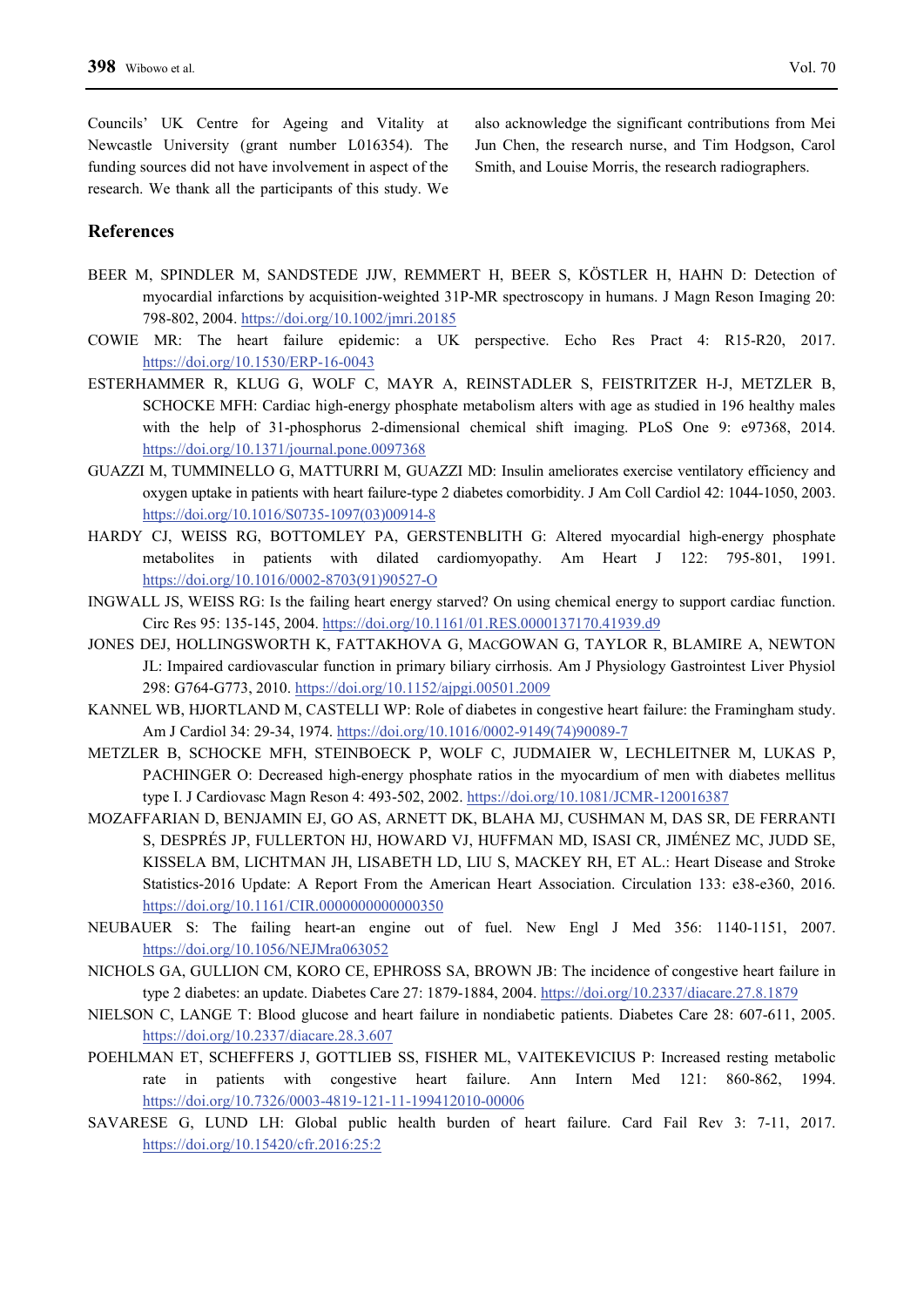Councils' UK Centre for Ageing and Vitality at Newcastle University (grant number L016354). The funding sources did not have involvement in aspect of the research. We thank all the participants of this study. We also acknowledge the significant contributions from Mei Jun Chen, the research nurse, and Tim Hodgson, Carol Smith, and Louise Morris, the research radiographers.

## References

BEER M, SPINDLER M, SANDSTEDE JJW, REMMERT H, BEER S, KÖSTLER H, HAHN D: Detection of myocardial infarctions by acquisition-weighted 31P-MR spectroscopy in humans. J Magn Reson Imaging 20: 798-802, 2004. https://doi.org/10.1002/jmri.20185

COWIE MR: The heart failure epidemic: a UK perspective. Echo Res Pract 4: R15-R20, 2017. https://doi.org/10.1530/ERP-16-0043

ESTERHAMMER R, KLUG G, WOLF C, MAYR A, REINSTADLER S, FEISTRITZER H-J, METZLER B, SCHOCKE MFH: Cardiac high-energy phosphate metabolism alters with age as studied in 196 healthy males with the help of 31-phosphorus 2-dimensional chemical shift imaging. PLoS One 9: e97368, 2014. https://doi.org/10.1371/journal.pone.0097368

GUAZZI M, TUMMINELLO G, MATTURRI M, GUAZZI MD: Insulin ameliorates exercise ventilatory efficiency and oxygen uptake in patients with heart failure-type 2 diabetes comorbidity. J Am Coll Cardiol 42: 1044-1050, 2003. https://doi.org/10.1016/S0735-1097(03)00914-8

HARDY CJ, WEISS RG, BOTTOMLEY PA, GERSTENBLITH G: Altered myocardial high-energy phosphate metabolites in patients with dilated cardiomyopathy. Am Heart J 122: 795-801, 1991. https://doi.org/10.1016/0002-8703(91)90527-O

INGWALL JS, WEISS RG: Is the failing heart energy starved? On using chemical energy to support cardiac function. Circ Res 95: 135-145, 2004. https://doi.org/10.1161/01.RES.0000137170.41939.d9

JONES DEJ, HOLLINGSWORTH K, FATTAKHOVA G, MACGOWAN G, TAYLOR R, BLAMIRE A, NEWTON JL: Impaired cardiovascular function in primary biliary cirrhosis. Am J Physiology Gastrointest Liver Physiol 298: G764-G773, 2010. https://doi.org/10.1152/ajpgi.00501.2009

KANNEL WB, HJORTLAND M, CASTELLI WP: Role of diabetes in congestive heart failure: the Framingham study. Am J Cardiol 34: 29-34, 1974. https://doi.org/10.1016/0002-9149(74)90089-7

METZLER B, SCHOCKE MFH, STEINBOECK P, WOLF C, JUDMAIER W, LECHLEITNER M, LUKAS P, PACHINGER O: Decreased high-energy phosphate ratios in the myocardium of men with diabetes mellitus type I. J Cardiovasc Magn Reson 4: 493-502, 2002. https://doi.org/10.1081/JCMR-120016387

MOZAFFARIAN D, BENJAMIN EJ, GO AS, ARNETT DK, BLAHA MJ, CUSHMAN M, DAS SR, DE FERRANTI S, DESPRÉS JP, FULLERTON HJ, HOWARD VJ, HUFFMAN MD, ISASI CR, JIMÉNEZ MC, JUDD SE, KISSELA BM, LICHTMAN JH, LISABETH LD, LIU S, MACKEY RH, ET AL.: Heart Disease and Stroke Statistics-2016 Update: A Report From the American Heart Association. Circulation 133: e38-e360, 2016. https://doi.org/10.1161/CIR.0000000000000350

NEUBAUER S: The failing heart-an engine out of fuel. New Engl J Med 356: 1140-1151, 2007. https://doi.org/10.1056/NEJMra063052

NICHOLS GA, GULLION CM, KORO CE, EPHROSS SA, BROWN JB: The incidence of congestive heart failure in type 2 diabetes: an update. Diabetes Care 27: 1879-1884, 2004. https://doi.org/10.2337/diacare.27.8.1879

NIELSON C, LANGE T: Blood glucose and heart failure in nondiabetic patients. Diabetes Care 28: 607-611, 2005. https://doi.org/10.2337/diacare.28.3.607

POEHLMAN ET, SCHEFFERS J, GOTTLIEB SS, FISHER ML, VAITEKEVICIUS P: Increased resting metabolic rate in patients with congestive heart failure. Ann Intern Med 121: 860-862, 1994. https://doi.org/10.7326/0003-4819-121-11-199412010-00006

SAVARESE G, LUND LH: Global public health burden of heart failure. Card Fail Rev 3: 7-11, 2017. https://doi.org/10.15420/cfr.2016:25:2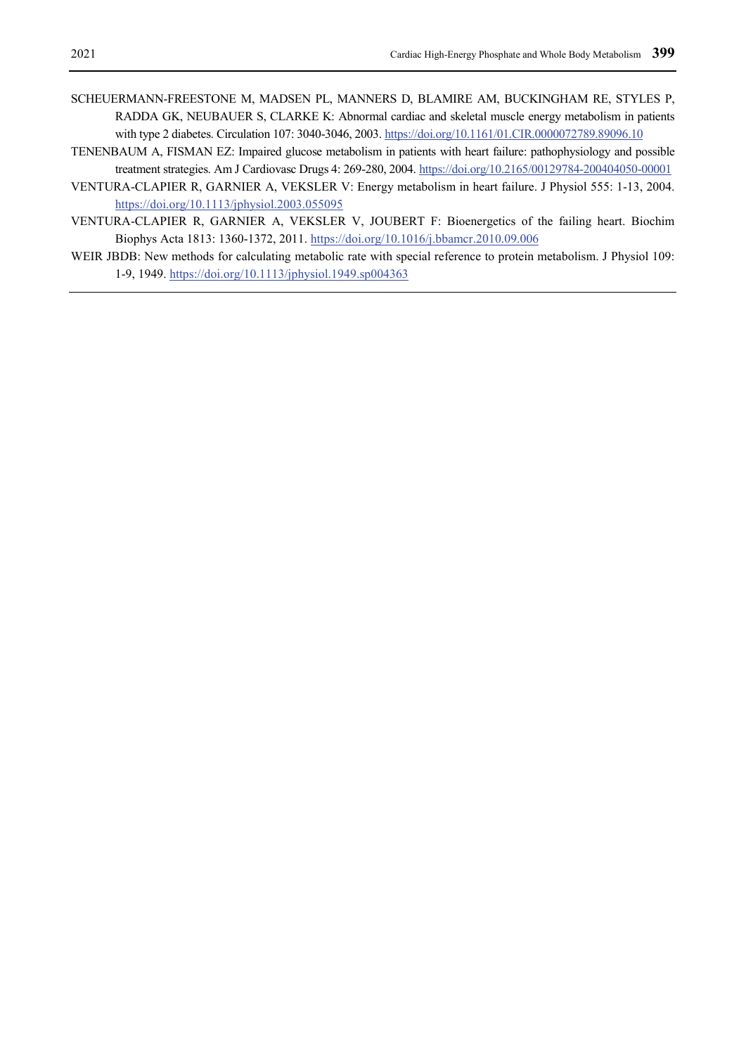SCHEUERMANN-FREESTONE M, MADSEN PL, MANNERS D, BLAMIRE AM, BUCKINGHAM RE, STYLES P, RADDA GK, NEUBAUER S, CLARKE K: Abnormal cardiac and skeletal muscle energy metabolism in patients with type 2 diabetes. Circulation 107: 3040-3046, 2003. https://doi.org/10.1161/01.CIR.0000072789.89096.10

TENENBAUM A, FISMAN EZ: Impaired glucose metabolism in patients with heart failure: pathophysiology and possible treatment strategies. Am J Cardiovasc Drugs 4: 269-280, 2004. https://doi.org/10.2165/00129784-200404050-00001

VENTURA-CLAPIER R, GARNIER A, VEKSLER V: Energy metabolism in heart failure. J Physiol 555: 1-13, 2004. https://doi.org/10.1113/jphysiol.2003.055095

VENTURA-CLAPIER R, GARNIER A, VEKSLER V, JOUBERT F: Bioenergetics of the failing heart. Biochim Biophys Acta 1813: 1360-1372, 2011. https://doi.org/10.1016/j.bbamcr.2010.09.006

WEIR JBDB: New methods for calculating metabolic rate with special reference to protein metabolism. J Physiol 109: 1-9, 1949. https://doi.org/10.1113/jphysiol.1949.sp004363